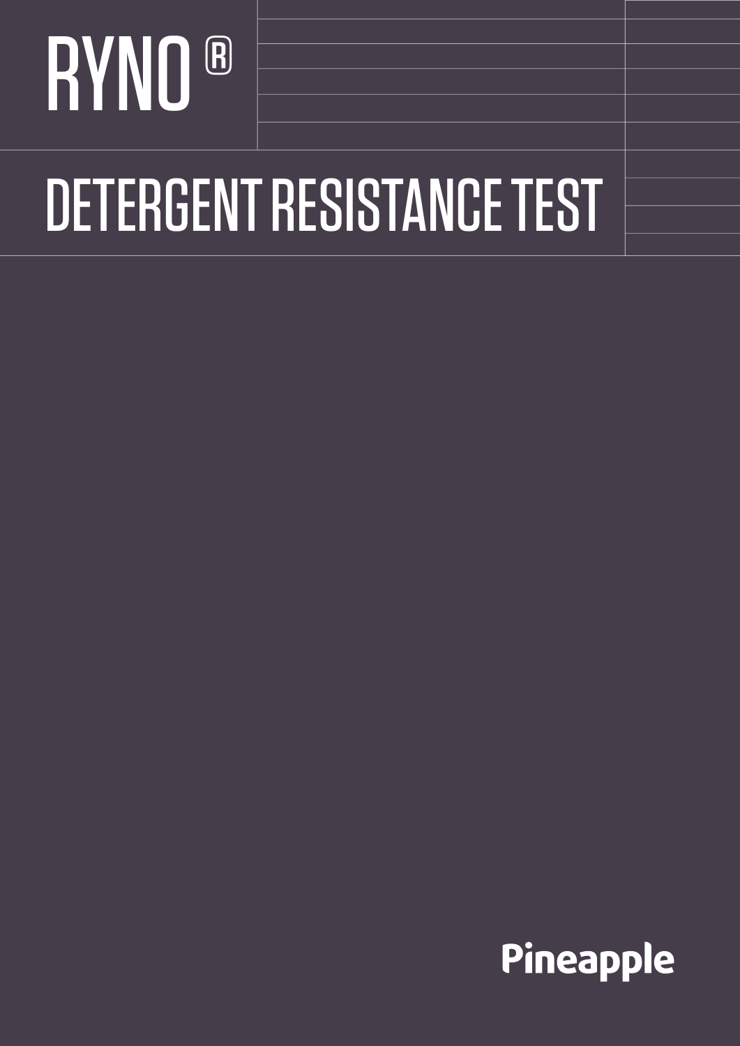# RYNO ®

# DETERGENT RESISTANCE TEST

Pineapple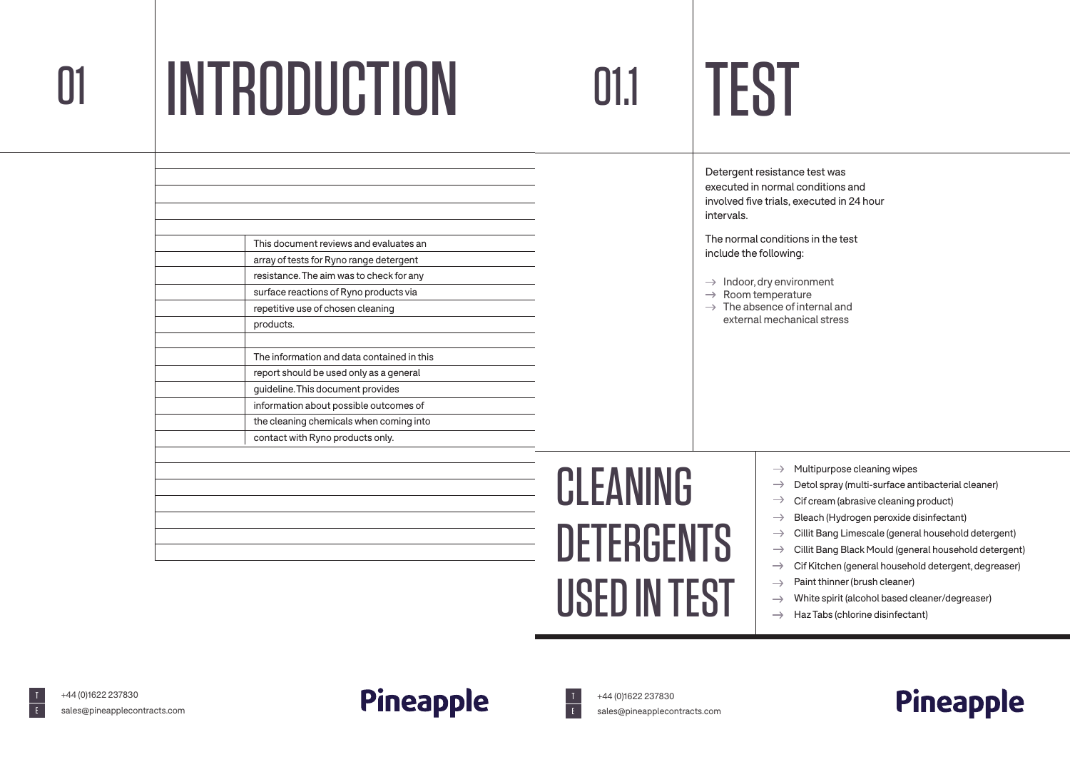# 01 INTRODUCTION

This document reviews and evaluates an array of tests for Ryno range detergent resistance. The aim was to check for any surface reactions of Ryno products via repetitive use of chosen cleaning products.

The information and data contained in this report should be used only as a general guideline. This document provides information about possible outcomes of the cleaning chemicals when coming into contact with Ryno products only.

# 01.1 TEST

Detergent resistance test was executed in normal conditions and involved five trials, executed in 24 hour intervals.

The normal conditions in the test include the following:

- → Indoor, dry environment
- → Room temperature
- → The absence of internal and external mechanical stress

## CLEANING DETERGENTS USED IN TEST

- → Multipurpose cleaning wipes
- → Detol spray (multi-surface antibacterial cleaner)
- → Cif cream (abrasive cleaning product)
- → Bleach (Hydrogen peroxide disinfectant)
- → Cillit Bang Limescale (general household detergent)
- → Cillit Bang Black Mould (general household detergent)
- → Cif Kitchen (general household detergent, degreaser)
- → Paint thinner (brush cleaner)
- → White spirit (alcohol based cleaner/degreaser)
- → Haz Tabs (chlorine disinfectant)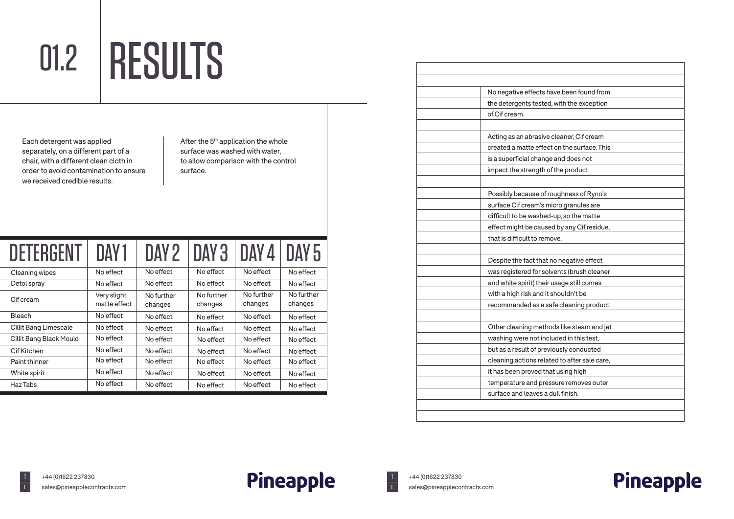# 01.2 RESULTS

Each detergent was applied separately, on a different part of a chair, with a different clean cloth in order to avoid contamination to ensure we received credible results.

After the 5th application the whole surface was washed with water, to allow comparison with the control surface.

| DETERGENT | DAY 1 | DAY 2 | DAY 3 | DAY 4 | DAY 5 |
|---|---|---|---|---|---|
| Cleaning wipes | No effect | No effect | No effect | No effect | No effect |
| Detol spray | No effect | No effect | No effect | No effect | No effect |
| Cif cream | Very slight matte effect | No further changes | No further changes | No further changes | No further changes |
| Bleach | No effect | No effect | No effect | No effect | No effect |
| Cillit Bang Limescale | No effect | No effect | No effect | No effect | No effect |
| Cillit Bang Black Mould | No effect | No effect | No effect | No effect | No effect |
| Cif Kitchen | No effect | No effect | No effect | No effect | No effect |
| Paint thinner | No effect | No effect | No effect | No effect | No effect |
| White spirit | No effect | No effect | No effect | No effect | No effect |
| Haz Tabs | No effect | No effect | No effect | No effect | No effect |

No negative effects have been found from the detergents tested, with the exception of Cif cream.

Acting as an abrasive cleaner, Cif cream created a matte effect on the surface. This is a superficial change and does not impact the strength of the product.

Possibly because of roughness of Ryno's surface Cif cream's micro granules are difficult to be washed-up, so the matte effect might be caused by any Cif residue, that is difficult to remove.

Despite the fact that no negative effect was registered for solvents (brush cleaner and white spirit) their usage still comes with a high risk and it shouldn't be recommended as a safe cleaning product.

Other cleaning methods like steam and jet washing were not included in this test, but as a result of previously conducted cleaning actions related to after sale care, it has been proved that using high temperature and pressure removes outer surface and leaves a dull finish.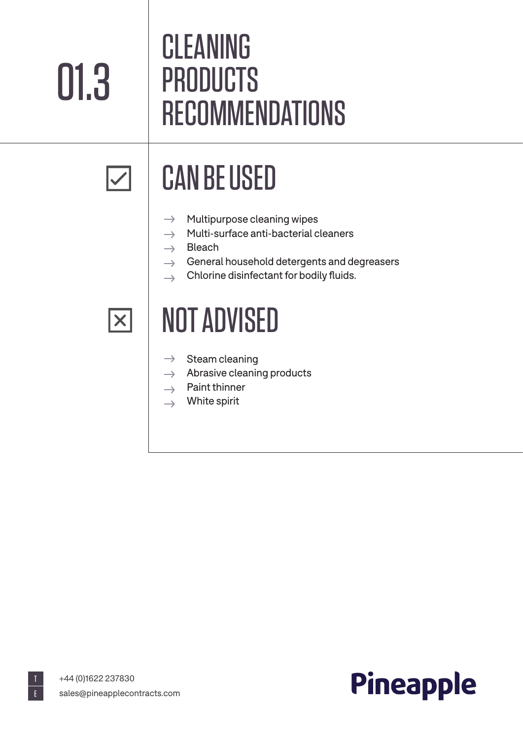# 01.3 CLEANING PRODUCTS RECOMMENDATIONS

## CAN BE USED

- Multipurpose cleaning wipes
- Multi-surface anti-bacterial cleaners
- Bleach
- General household detergents and degreasers
- Chlorine disinfectant for bodily fluids.

## NOT ADVISED

- Steam cleaning
- Abrasive cleaning products
- Paint thinner
- White spirit

T +44 (0)1622 237830
E sales@pineapplecontracts.com

Pineapple